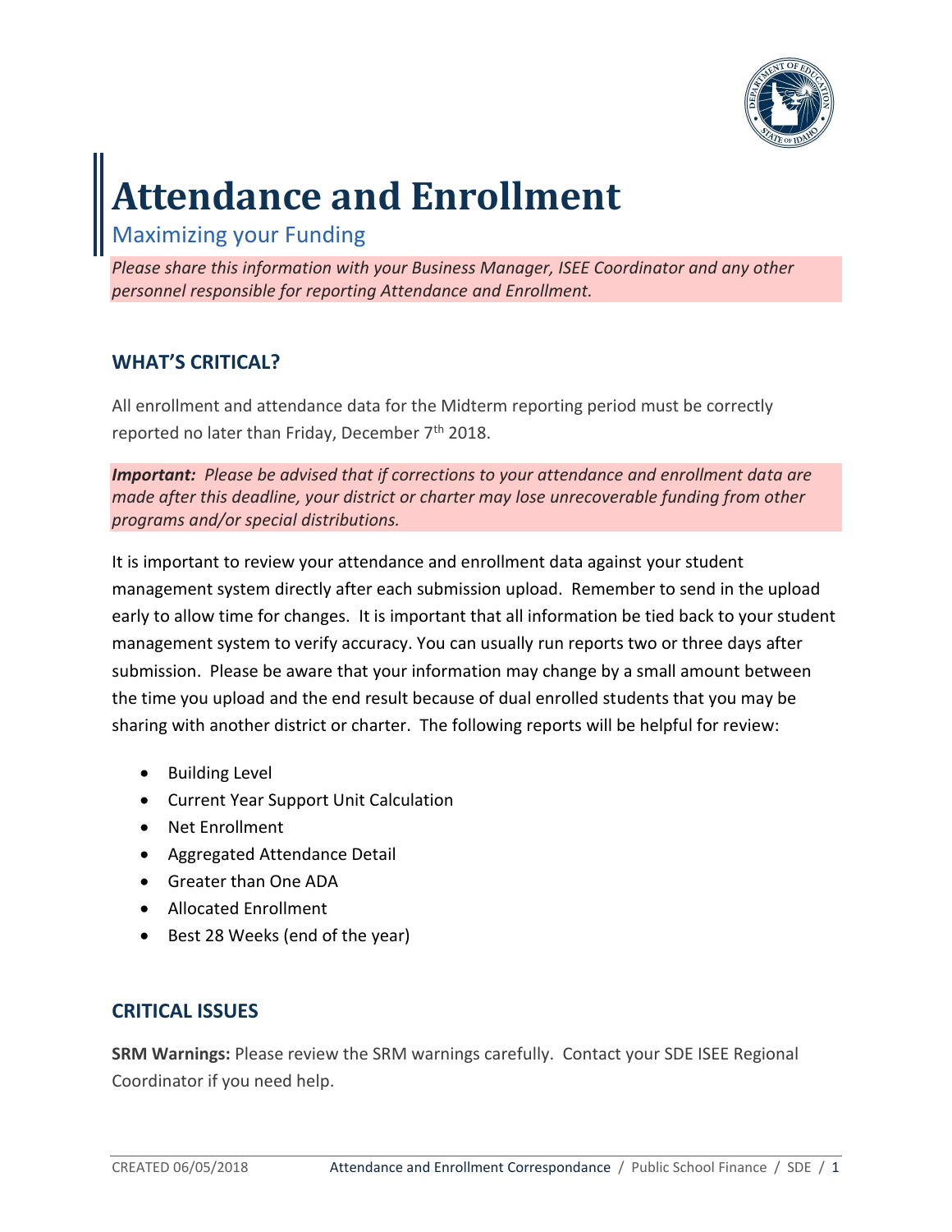# Attendance and Enrollment

## Maximizing your Funding

*Please share this information with your Business Manager, ISEE Coordinator and any other personnel responsible for reporting Attendance and Enrollment.*

### WHAT'S CRITICAL?

All enrollment and attendance data for the Midterm reporting period must be correctly reported no later than Friday, December 7th 2018.

***Important:*** *Please be advised that if corrections to your attendance and enrollment data are made after this deadline, your district or charter may lose unrecoverable funding from other programs and/or special distributions.*

It is important to review your attendance and enrollment data against your student management system directly after each submission upload. Remember to send in the upload early to allow time for changes. It is important that all information be tied back to your student management system to verify accuracy. You can usually run reports two or three days after submission. Please be aware that your information may change by a small amount between the time you upload and the end result because of dual enrolled students that you may be sharing with another district or charter. The following reports will be helpful for review:

- Building Level
- Current Year Support Unit Calculation
- Net Enrollment
- Aggregated Attendance Detail
- Greater than One ADA
- Allocated Enrollment
- Best 28 Weeks (end of the year)

### CRITICAL ISSUES

**SRM Warnings:** Please review the SRM warnings carefully. Contact your SDE ISEE Regional Coordinator if you need help.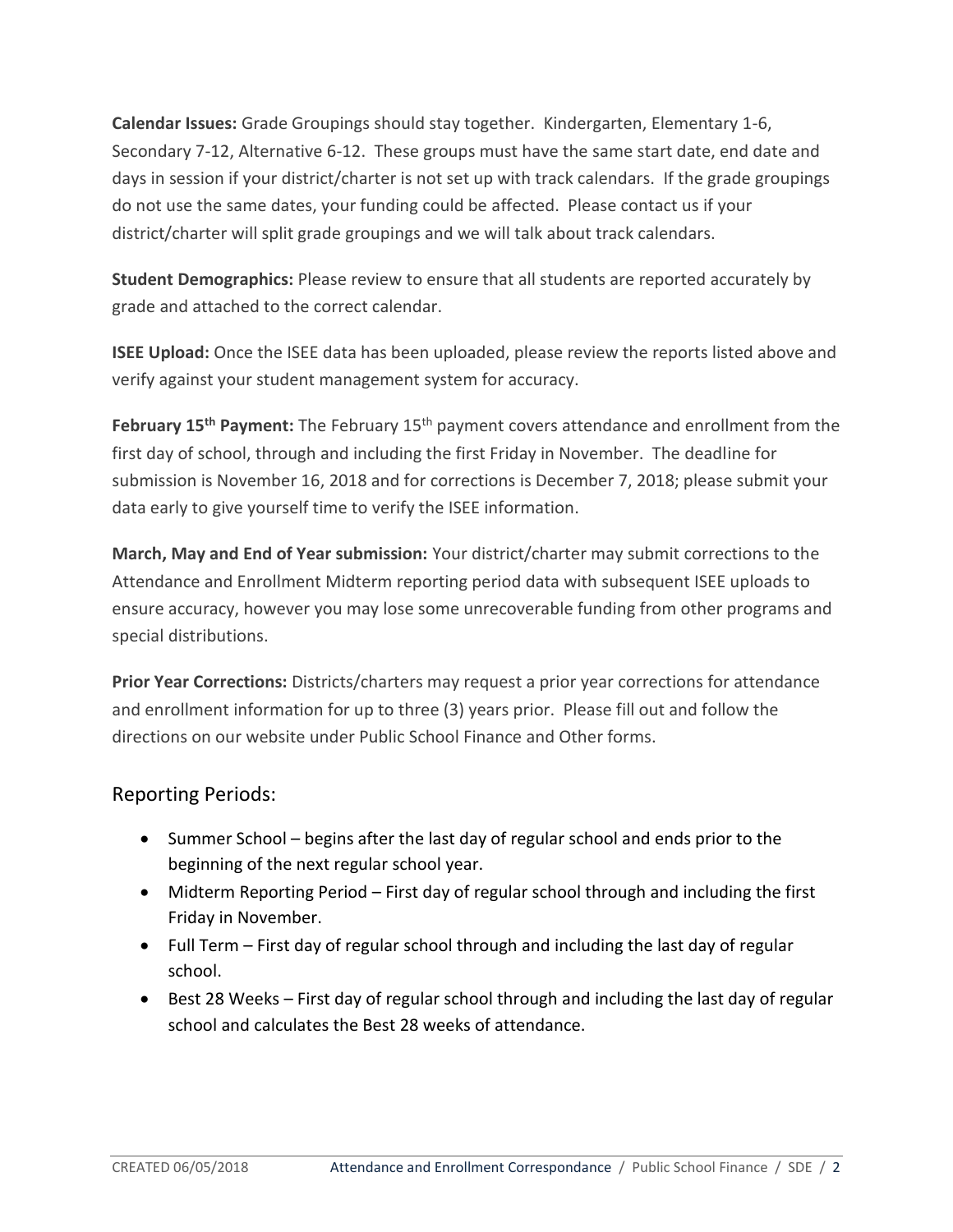**Calendar Issues:** Grade Groupings should stay together. Kindergarten, Elementary 1-6, Secondary 7-12, Alternative 6-12. These groups must have the same start date, end date and days in session if your district/charter is not set up with track calendars. If the grade groupings do not use the same dates, your funding could be affected. Please contact us if your district/charter will split grade groupings and we will talk about track calendars.

**Student Demographics:** Please review to ensure that all students are reported accurately by grade and attached to the correct calendar.

**ISEE Upload:** Once the ISEE data has been uploaded, please review the reports listed above and verify against your student management system for accuracy.

**February 15th Payment:** The February 15th payment covers attendance and enrollment from the first day of school, through and including the first Friday in November. The deadline for submission is November 16, 2018 and for corrections is December 7, 2018; please submit your data early to give yourself time to verify the ISEE information.

**March, May and End of Year submission:** Your district/charter may submit corrections to the Attendance and Enrollment Midterm reporting period data with subsequent ISEE uploads to ensure accuracy, however you may lose some unrecoverable funding from other programs and special distributions.

**Prior Year Corrections:** Districts/charters may request a prior year corrections for attendance and enrollment information for up to three (3) years prior. Please fill out and follow the directions on our website under Public School Finance and Other forms.

## Reporting Periods:

- Summer School – begins after the last day of regular school and ends prior to the beginning of the next regular school year.
- Midterm Reporting Period – First day of regular school through and including the first Friday in November.
- Full Term – First day of regular school through and including the last day of regular school.
- Best 28 Weeks – First day of regular school through and including the last day of regular school and calculates the Best 28 weeks of attendance.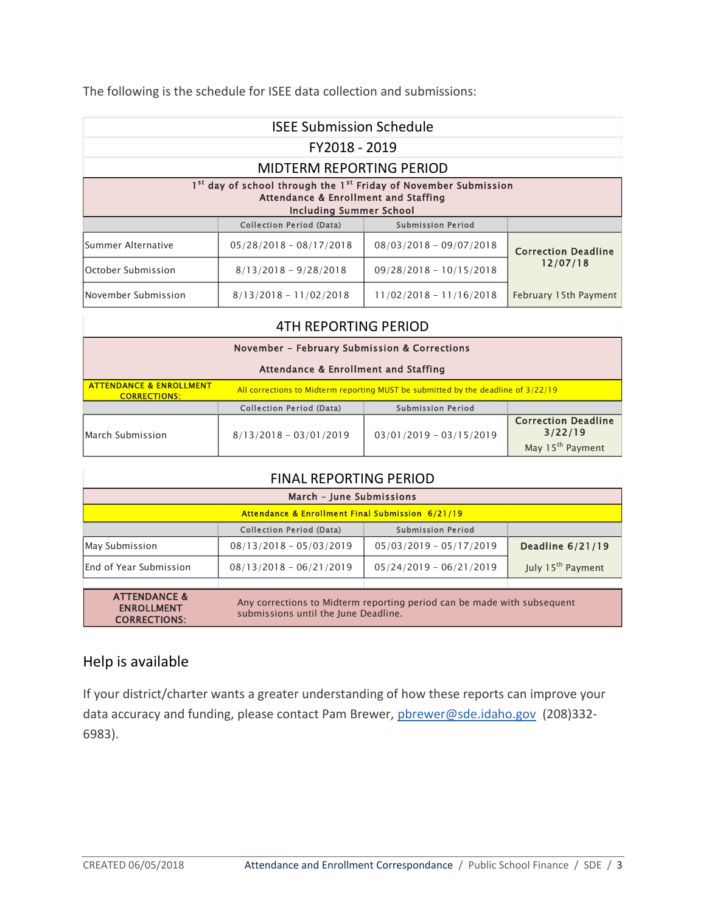The following is the schedule for ISEE data collection and submissions:

| ISEE Submission Schedule | | | |
|---|---|---|---|
| FY2018 - 2019 | | | |
| MIDTERM REPORTING PERIOD | | | |
| 1st day of school through the 1st Friday of November Submission<br>Attendance & Enrollment and Staffing<br>Including Summer School | | | |
| | Collection Period (Data) | Submission Period | |
| Summer Alternative | 05/28/2018 – 08/17/2018 | 08/03/2018 – 09/07/2018 | Correction Deadline 12/07/18 |
| October Submission | 8/13/2018 – 9/28/2018 | 09/28/2018 – 10/15/2018 | |
| November Submission | 8/13/2018 – 11/02/2018 | 11/02/2018 – 11/16/2018 | February 15th Payment |
| 4TH REPORTING PERIOD | | | |
| November – February Submission & Corrections<br>Attendance & Enrollment and Staffing | | | |
| ATTENDANCE & ENROLLMENT CORRECTIONS: | All corrections to Midterm reporting MUST be submitted by the deadline of 3/22/19 | | |
| | Collection Period (Data) | Submission Period | |
| March Submission | 8/13/2018 – 03/01/2019 | 03/01/2019 – 03/15/2019 | Correction Deadline 3/22/19<br>May 15th Payment |
| FINAL REPORTING PERIOD | | | |
| March – June Submissions | | | |
| Attendance & Enrollment Final Submission 6/21/19 | | | |
| | Collection Period (Data) | Submission Period | |
| May Submission | 08/13/2018 – 05/03/2019 | 05/03/2019 – 05/17/2019 | Deadline 6/21/19 |
| End of Year Submission | 08/13/2018 – 06/21/2019 | 05/24/2019 – 06/21/2019 | July 15th Payment |
| ATTENDANCE & ENROLLMENT CORRECTIONS: | Any corrections to Midterm reporting period can be made with subsequent submissions until the June Deadline. | | |

## Help is available

If your district/charter wants a greater understanding of how these reports can improve your data accuracy and funding, please contact Pam Brewer, pbrewer@sde.idaho.gov (208)332-6983).